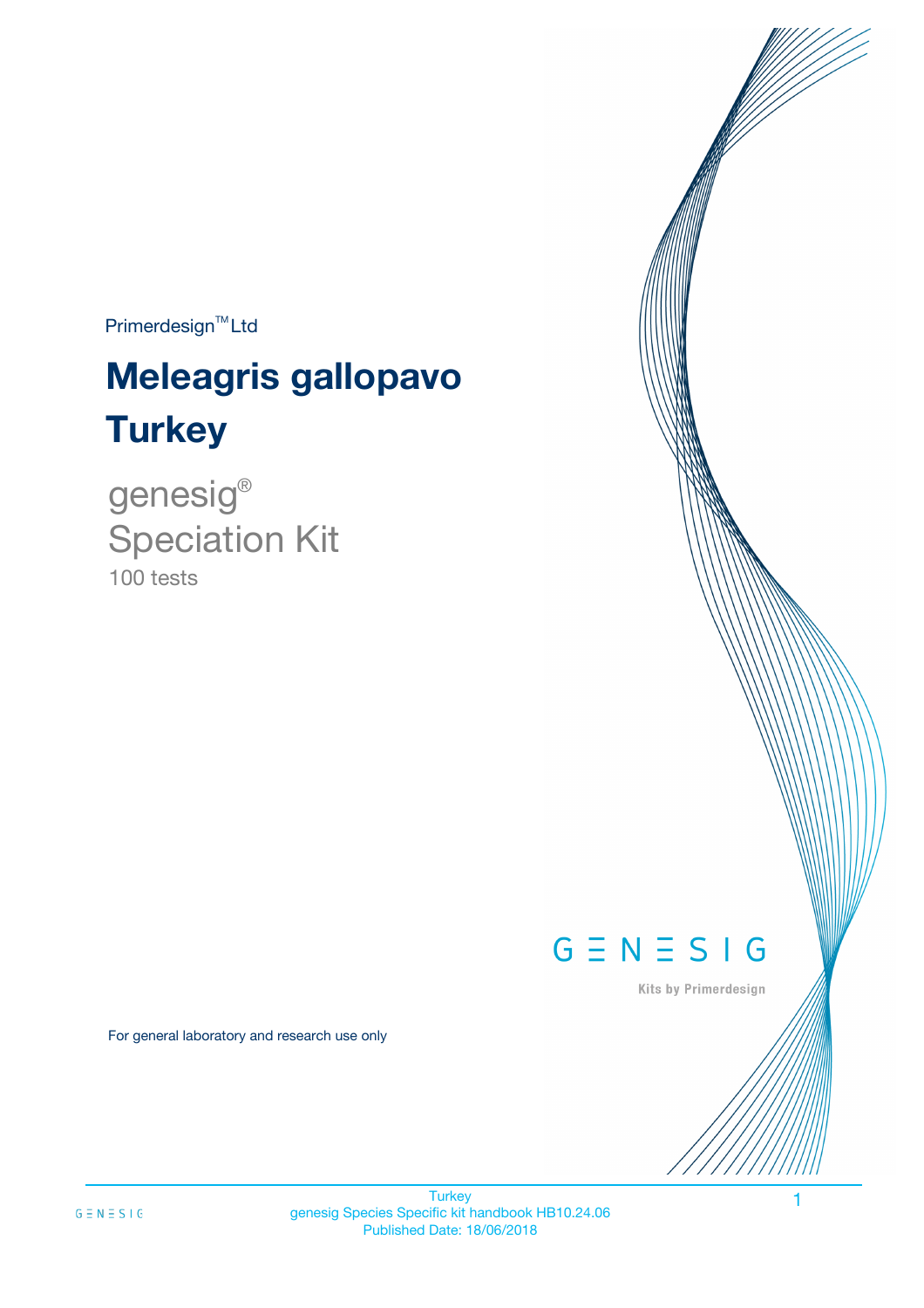Primerdesign™ Ltd

# Meleagris gallopavo
# Turkey

genesig®
Speciation Kit
100 tests

GENESIG
Kits by Primerdesign

For general laboratory and research use only

Turkey
genesig Species Specific kit handbook HB10.24.06
Published Date: 18/06/2018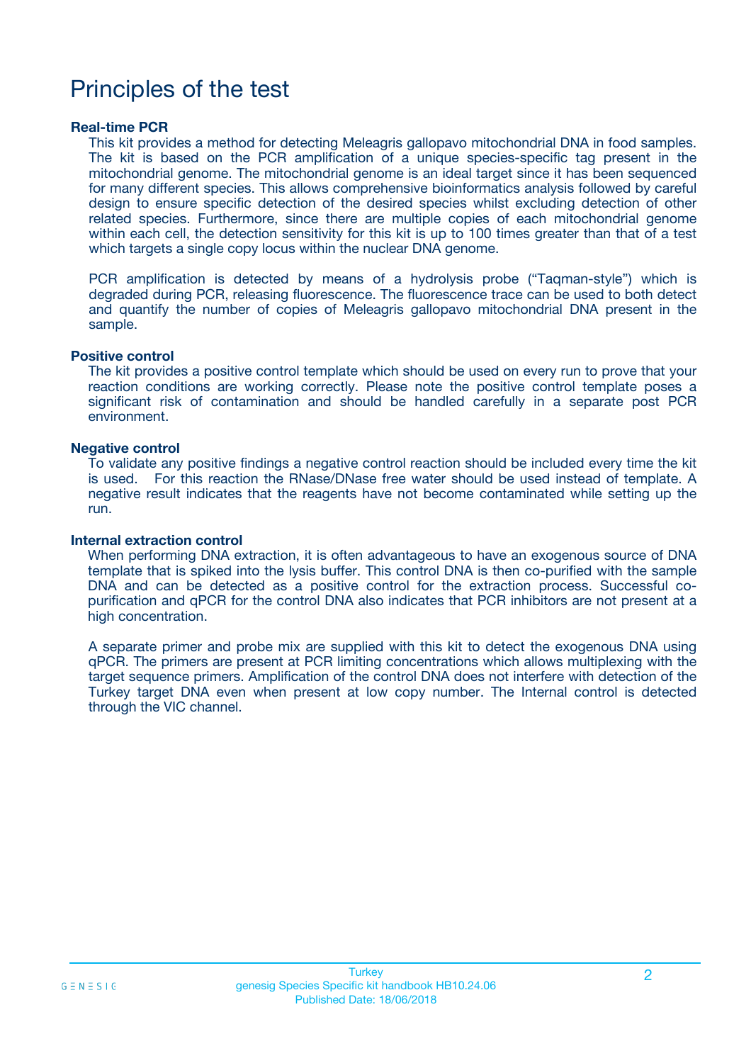# Principles of the test

### Real-time PCR

This kit provides a method for detecting Meleagris gallopavo mitochondrial DNA in food samples. The kit is based on the PCR amplification of a unique species-specific tag present in the mitochondrial genome. The mitochondrial genome is an ideal target since it has been sequenced for many different species. This allows comprehensive bioinformatics analysis followed by careful design to ensure specific detection of the desired species whilst excluding detection of other related species. Furthermore, since there are multiple copies of each mitochondrial genome within each cell, the detection sensitivity for this kit is up to 100 times greater than that of a test which targets a single copy locus within the nuclear DNA genome.

PCR amplification is detected by means of a hydrolysis probe ("Taqman-style") which is degraded during PCR, releasing fluorescence. The fluorescence trace can be used to both detect and quantify the number of copies of Meleagris gallopavo mitochondrial DNA present in the sample.

### Positive control

The kit provides a positive control template which should be used on every run to prove that your reaction conditions are working correctly. Please note the positive control template poses a significant risk of contamination and should be handled carefully in a separate post PCR environment.

### Negative control

To validate any positive findings a negative control reaction should be included every time the kit is used. For this reaction the RNase/DNase free water should be used instead of template. A negative result indicates that the reagents have not become contaminated while setting up the run.

### Internal extraction control

When performing DNA extraction, it is often advantageous to have an exogenous source of DNA template that is spiked into the lysis buffer. This control DNA is then co-purified with the sample DNA and can be detected as a positive control for the extraction process. Successful co-purification and qPCR for the control DNA also indicates that PCR inhibitors are not present at a high concentration.

A separate primer and probe mix are supplied with this kit to detect the exogenous DNA using qPCR. The primers are present at PCR limiting concentrations which allows multiplexing with the target sequence primers. Amplification of the control DNA does not interfere with detection of the Turkey target DNA even when present at low copy number. The Internal control is detected through the VIC channel.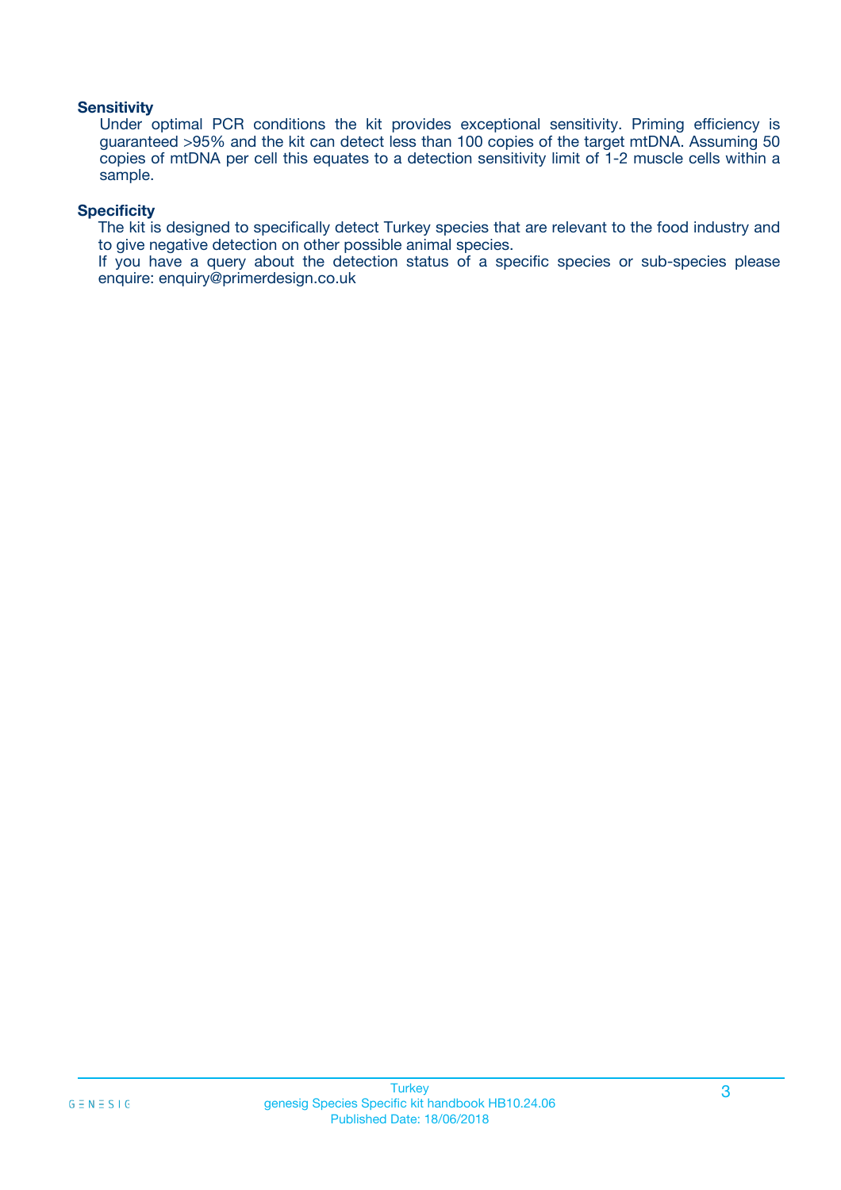### Sensitivity

Under optimal PCR conditions the kit provides exceptional sensitivity. Priming efficiency is guaranteed >95% and the kit can detect less than 100 copies of the target mtDNA. Assuming 50 copies of mtDNA per cell this equates to a detection sensitivity limit of 1-2 muscle cells within a sample.

### Specificity

The kit is designed to specifically detect Turkey species that are relevant to the food industry and to give negative detection on other possible animal species.
If you have a query about the detection status of a specific species or sub-species please enquire: enquiry@primerdesign.co.uk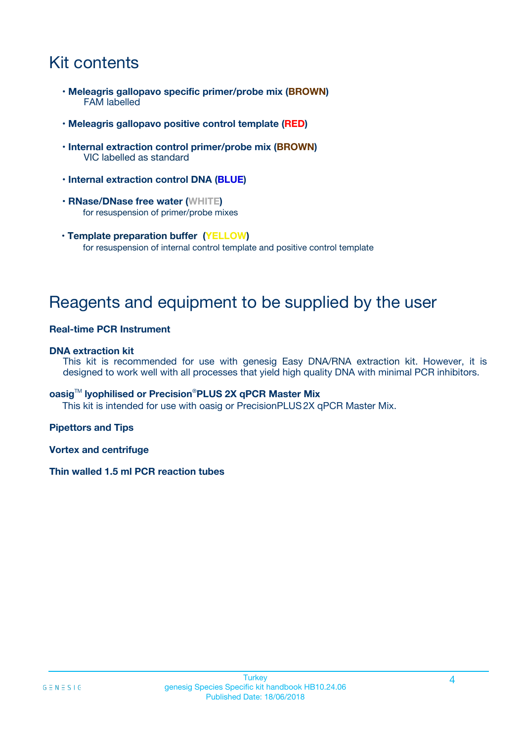# Kit contents

- **Meleagris gallopavo specific primer/probe mix (BROWN)**
  FAM labelled

- **Meleagris gallopavo positive control template (RED)**

- **Internal extraction control primer/probe mix (BROWN)**
  VIC labelled as standard

- **Internal extraction control DNA (BLUE)**

- **RNase/DNase free water (WHITE)**
  for resuspension of primer/probe mixes

- **Template preparation buffer (YELLOW)**
  for resuspension of internal control template and positive control template

# Reagents and equipment to be supplied by the user

**Real-time PCR Instrument**

**DNA extraction kit**

This kit is recommended for use with genesig Easy DNA/RNA extraction kit. However, it is designed to work well with all processes that yield high quality DNA with minimal PCR inhibitors.

**oasig™ lyophilised or Precision®PLUS 2X qPCR Master Mix**

This kit is intended for use with oasig or PrecisionPLUS 2X qPCR Master Mix.

**Pipettors and Tips**

**Vortex and centrifuge**

**Thin walled 1.5 ml PCR reaction tubes**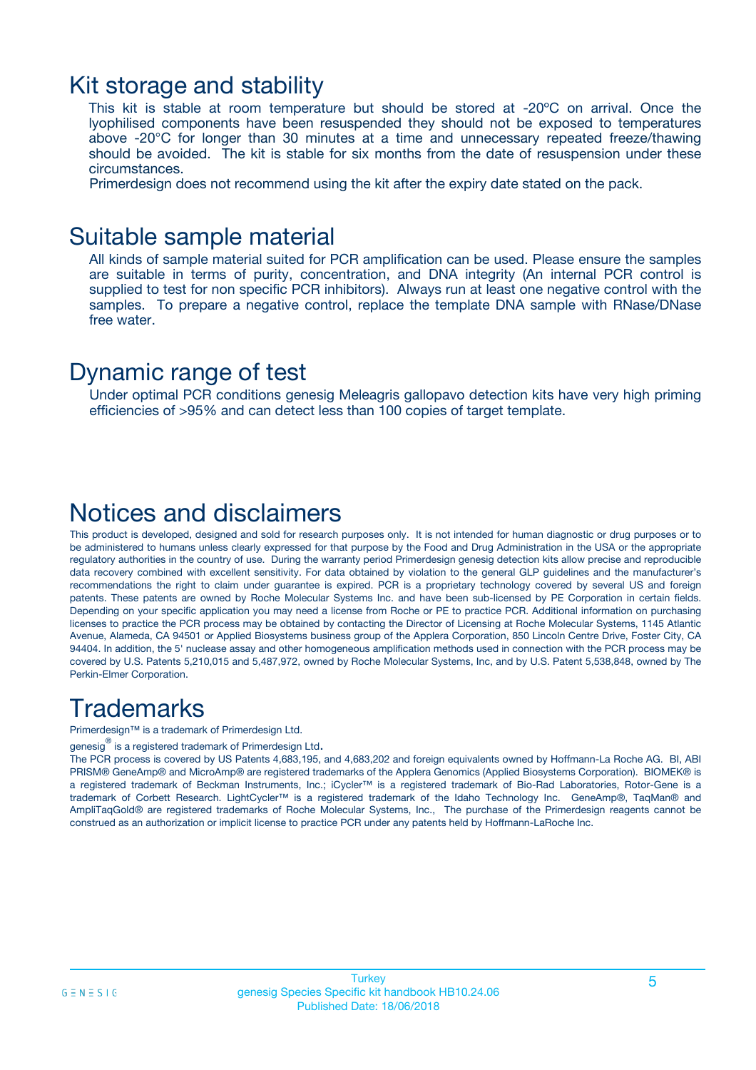## Kit storage and stability

This kit is stable at room temperature but should be stored at -20ºC on arrival. Once the lyophilised components have been resuspended they should not be exposed to temperatures above -20°C for longer than 30 minutes at a time and unnecessary repeated freeze/thawing should be avoided. The kit is stable for six months from the date of resuspension under these circumstances.

Primerdesign does not recommend using the kit after the expiry date stated on the pack.

## Suitable sample material

All kinds of sample material suited for PCR amplification can be used. Please ensure the samples are suitable in terms of purity, concentration, and DNA integrity (An internal PCR control is supplied to test for non specific PCR inhibitors). Always run at least one negative control with the samples. To prepare a negative control, replace the template DNA sample with RNase/DNase free water.

## Dynamic range of test

Under optimal PCR conditions genesig Meleagris gallopavo detection kits have very high priming efficiencies of >95% and can detect less than 100 copies of target template.

## Notices and disclaimers

This product is developed, designed and sold for research purposes only. It is not intended for human diagnostic or drug purposes or to be administered to humans unless clearly expressed for that purpose by the Food and Drug Administration in the USA or the appropriate regulatory authorities in the country of use. During the warranty period Primerdesign genesig detection kits allow precise and reproducible data recovery combined with excellent sensitivity. For data obtained by violation to the general GLP guidelines and the manufacturer's recommendations the right to claim under guarantee is expired. PCR is a proprietary technology covered by several US and foreign patents. These patents are owned by Roche Molecular Systems Inc. and have been sub-licensed by PE Corporation in certain fields. Depending on your specific application you may need a license from Roche or PE to practice PCR. Additional information on purchasing licenses to practice the PCR process may be obtained by contacting the Director of Licensing at Roche Molecular Systems, 1145 Atlantic Avenue, Alameda, CA 94501 or Applied Biosystems business group of the Applera Corporation, 850 Lincoln Centre Drive, Foster City, CA 94404. In addition, the 5' nuclease assay and other homogeneous amplification methods used in connection with the PCR process may be covered by U.S. Patents 5,210,015 and 5,487,972, owned by Roche Molecular Systems, Inc, and by U.S. Patent 5,538,848, owned by The Perkin-Elmer Corporation.

## Trademarks

Primerdesign™ is a trademark of Primerdesign Ltd.

genesig® is a registered trademark of Primerdesign Ltd.

The PCR process is covered by US Patents 4,683,195, and 4,683,202 and foreign equivalents owned by Hoffmann-La Roche AG. BI, ABI PRISM® GeneAmp® and MicroAmp® are registered trademarks of the Applera Genomics (Applied Biosystems Corporation). BIOMEK® is a registered trademark of Beckman Instruments, Inc.; iCycler™ is a registered trademark of Bio-Rad Laboratories, Rotor-Gene is a trademark of Corbett Research. LightCycler™ is a registered trademark of the Idaho Technology Inc. GeneAmp®, TaqMan® and AmpliTaqGold® are registered trademarks of Roche Molecular Systems, Inc., The purchase of the Primerdesign reagents cannot be construed as an authorization or implicit license to practice PCR under any patents held by Hoffmann-LaRoche Inc.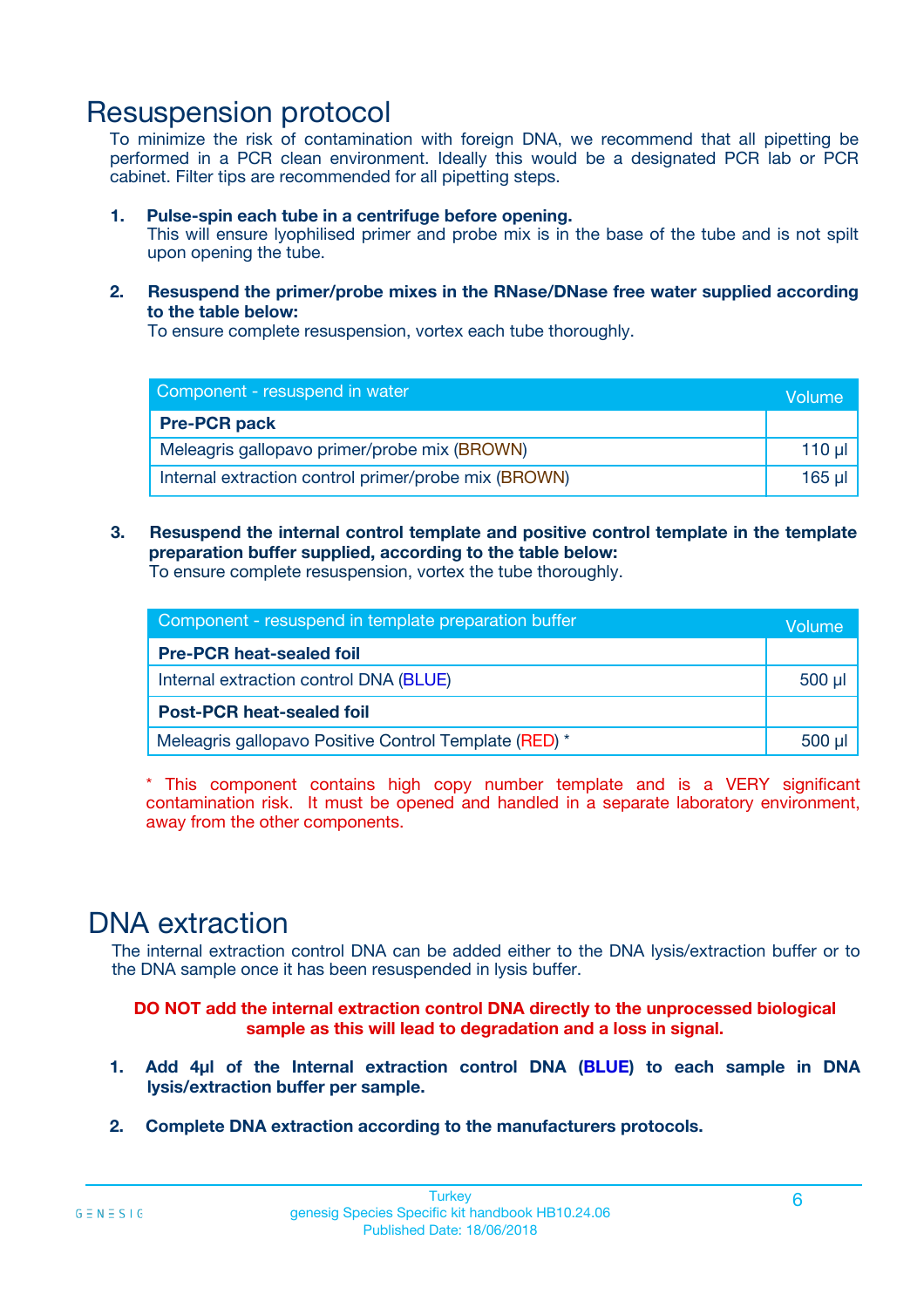# Resuspension protocol

To minimize the risk of contamination with foreign DNA, we recommend that all pipetting be performed in a PCR clean environment. Ideally this would be a designated PCR lab or PCR cabinet. Filter tips are recommended for all pipetting steps.

1. **Pulse-spin each tube in a centrifuge before opening.**
   This will ensure lyophilised primer and probe mix is in the base of the tube and is not spilt upon opening the tube.

2. **Resuspend the primer/probe mixes in the RNase/DNase free water supplied according to the table below:**
   To ensure complete resuspension, vortex each tube thoroughly.

| Component - resuspend in water | Volume |
|---|---|
| **Pre-PCR pack** | |
| Meleagris gallopavo primer/probe mix (BROWN) | 110 µl |
| Internal extraction control primer/probe mix (BROWN) | 165 µl |

3. **Resuspend the internal control template and positive control template in the template preparation buffer supplied, according to the table below:**
   To ensure complete resuspension, vortex the tube thoroughly.

| Component - resuspend in template preparation buffer | Volume |
|---|---|
| **Pre-PCR heat-sealed foil** | |
| Internal extraction control DNA (BLUE) | 500 µl |
| **Post-PCR heat-sealed foil** | |
| Meleagris gallopavo Positive Control Template (RED) * | 500 µl |

* This component contains high copy number template and is a VERY significant contamination risk. It must be opened and handled in a separate laboratory environment, away from the other components.

# DNA extraction

The internal extraction control DNA can be added either to the DNA lysis/extraction buffer or to the DNA sample once it has been resuspended in lysis buffer.

**DO NOT add the internal extraction control DNA directly to the unprocessed biological sample as this will lead to degradation and a loss in signal.**

1. **Add 4µl of the Internal extraction control DNA (BLUE) to each sample in DNA lysis/extraction buffer per sample.**

2. **Complete DNA extraction according to the manufacturers protocols.**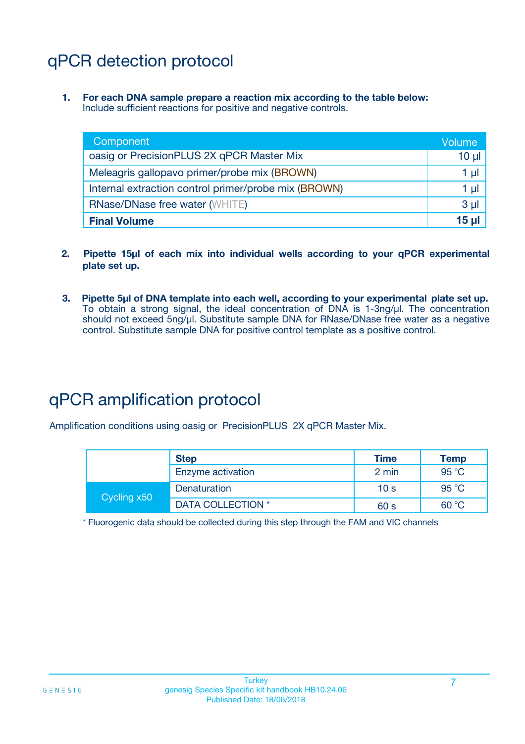# qPCR detection protocol

1. **For each DNA sample prepare a reaction mix according to the table below:**
   Include sufficient reactions for positive and negative controls.

| Component | Volume |
|---|---|
| oasig or PrecisionPLUS 2X qPCR Master Mix | 10 µl |
| Meleagris gallopavo primer/probe mix (BROWN) | 1 µl |
| Internal extraction control primer/probe mix (BROWN) | 1 µl |
| RNase/DNase free water (WHITE) | 3 µl |
| **Final Volume** | **15 µl** |

2. **Pipette 15µl of each mix into individual wells according to your qPCR experimental plate set up.**

3. **Pipette 5µl of DNA template into each well, according to your experimental plate set up.**
   To obtain a strong signal, the ideal concentration of DNA is 1-3ng/µl. The concentration should not exceed 5ng/µl. Substitute sample DNA for RNase/DNase free water as a negative control. Substitute sample DNA for positive control template as a positive control.

# qPCR amplification protocol

Amplification conditions using oasig or PrecisionPLUS 2X qPCR Master Mix.

| | Step | Time | Temp |
|---|---|---|---|
| | Enzyme activation | 2 min | 95 °C |
| Cycling x50 | Denaturation | 10 s | 95 °C |
| | DATA COLLECTION * | 60 s | 60 °C |

\* Fluorogenic data should be collected during this step through the FAM and VIC channels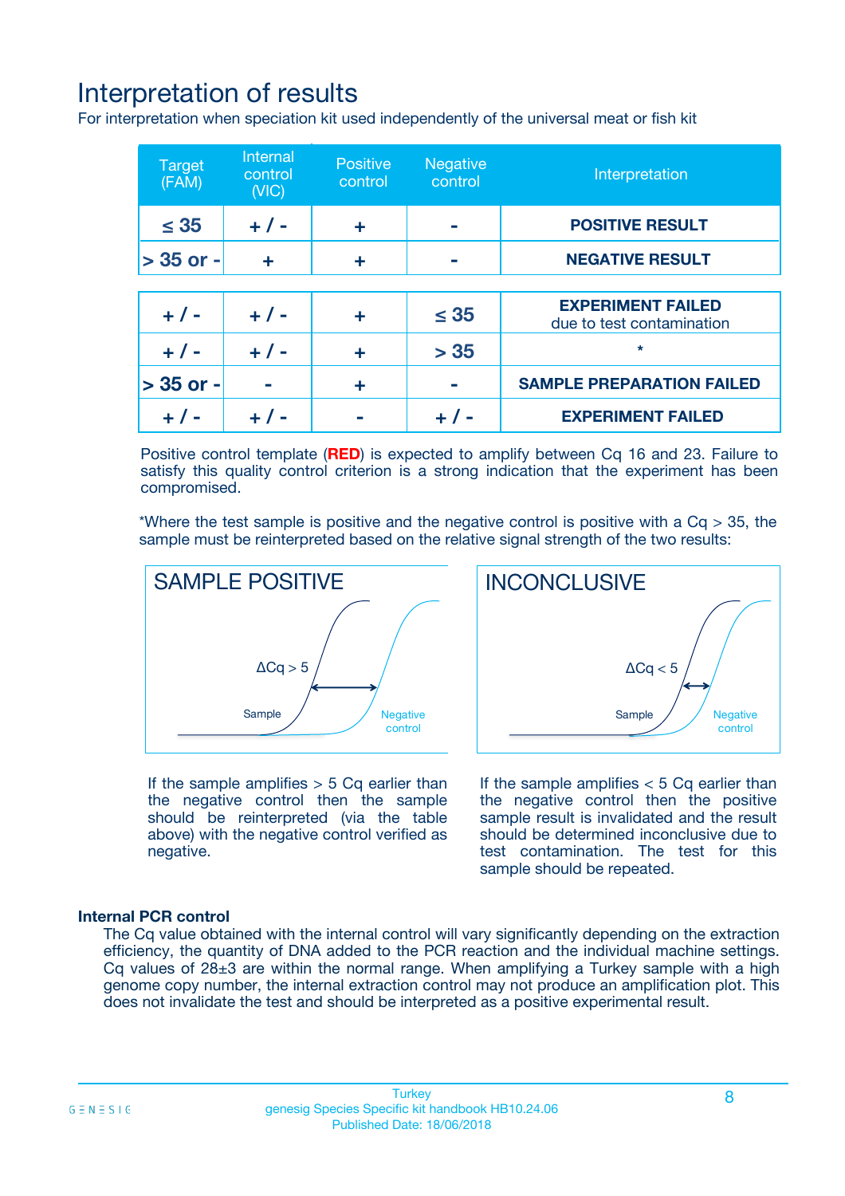# Interpretation of results

For interpretation when speciation kit used independently of the universal meat or fish kit

| Target (FAM) | Internal control (VIC) | Positive control | Negative control | Interpretation |
|---|---|---|---|---|
| ≤ 35 | + / - | + | - | **POSITIVE RESULT** |
| > 35 or - | + | + | - | **NEGATIVE RESULT** |
| + / - | + / - | + | ≤ 35 | **EXPERIMENT FAILED** due to test contamination |
| + / - | + / - | + | > 35 | * |
| > 35 or - | - | + | - | **SAMPLE PREPARATION FAILED** |
| + / - | + / - | - | + / - | **EXPERIMENT FAILED** |

Positive control template (**RED**) is expected to amplify between Cq 16 and 23. Failure to satisfy this quality control criterion is a strong indication that the experiment has been compromised.

*Where the test sample is positive and the negative control is positive with a Cq > 35, the sample must be reinterpreted based on the relative signal strength of the two results:

**SAMPLE POSITIVE**

ΔCq > 5

Sample

Negative control

If the sample amplifies > 5 Cq earlier than the negative control then the sample should be reinterpreted (via the table above) with the negative control verified as negative.

**INCONCLUSIVE**

ΔCq < 5

Sample

Negative control

If the sample amplifies < 5 Cq earlier than the negative control then the positive sample result is invalidated and the result should be determined inconclusive due to test contamination. The test for this sample should be repeated.

### Internal PCR control

The Cq value obtained with the internal control will vary significantly depending on the extraction efficiency, the quantity of DNA added to the PCR reaction and the individual machine settings. Cq values of 28±3 are within the normal range. When amplifying a Turkey sample with a high genome copy number, the internal extraction control may not produce an amplification plot. This does not invalidate the test and should be interpreted as a positive experimental result.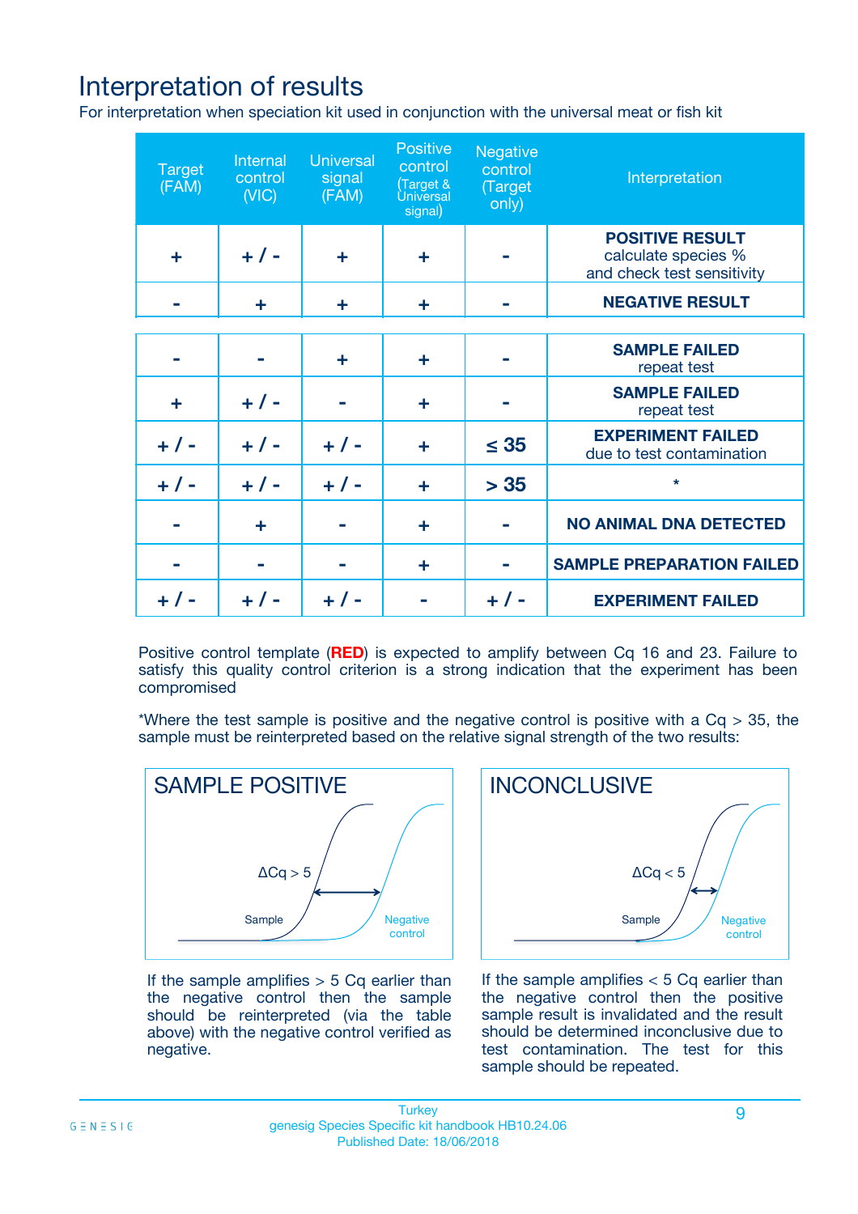# Interpretation of results

For interpretation when speciation kit used in conjunction with the universal meat or fish kit

| Target (FAM) | Internal control (VIC) | Universal signal (FAM) | Positive control (Target & Universal signal) | Negative control (Target only) | Interpretation |
|---|---|---|---|---|---|
| + | + / - | + | + | - | **POSITIVE RESULT** calculate species % and check test sensitivity |
| - | + | + | + | - | **NEGATIVE RESULT** |
| - | - | + | + | - | **SAMPLE FAILED** repeat test |
| + | + / - | - | + | - | **SAMPLE FAILED** repeat test |
| + / - | + / - | + / - | + | ≤ 35 | **EXPERIMENT FAILED** due to test contamination |
| + / - | + / - | + / - | + | > 35 | * |
| - | + | - | + | - | **NO ANIMAL DNA DETECTED** |
| - | - | - | + | - | **SAMPLE PREPARATION FAILED** |
| + / - | + / - | + / - | - | + / - | **EXPERIMENT FAILED** |

Positive control template (**RED**) is expected to amplify between Cq 16 and 23. Failure to satisfy this quality control criterion is a strong indication that the experiment has been compromised

*Where the test sample is positive and the negative control is positive with a Cq > 35, the sample must be reinterpreted based on the relative signal strength of the two results:

**SAMPLE POSITIVE**

$\Delta Cq > 5$

Sample / Negative control

If the sample amplifies > 5 Cq earlier than the negative control then the sample should be reinterpreted (via the table above) with the negative control verified as negative.

**INCONCLUSIVE**

$\Delta Cq < 5$

Sample / Negative control

If the sample amplifies < 5 Cq earlier than the negative control then the positive sample result is invalidated and the result should be determined inconclusive due to test contamination. The test for this sample should be repeated.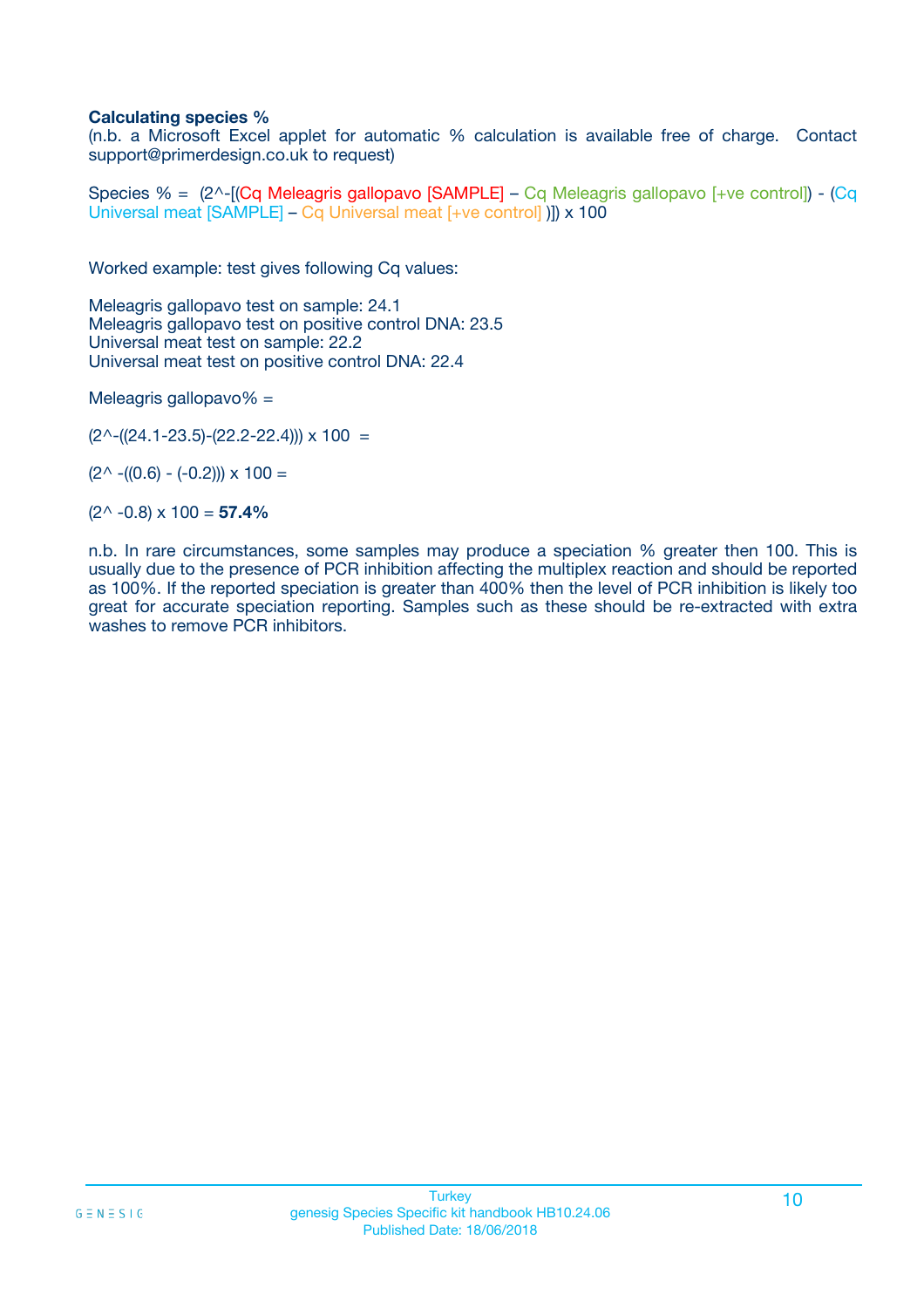**Calculating species %**

(n.b. a Microsoft Excel applet for automatic % calculation is available free of charge. Contact support@primerdesign.co.uk to request)

Species % = (2^-[(Cq Meleagris gallopavo [SAMPLE] – Cq Meleagris gallopavo [+ve control]) - (Cq Universal meat [SAMPLE] – Cq Universal meat [+ve control] )]) x 100

Worked example: test gives following Cq values:

Meleagris gallopavo test on sample: 24.1
Meleagris gallopavo test on positive control DNA: 23.5
Universal meat test on sample: 22.2
Universal meat test on positive control DNA: 22.4

Meleagris gallopavo% =

(2^-((24.1-23.5)-(22.2-22.4))) x 100 =

(2^ -((0.6) - (-0.2))) x 100 =

(2^ -0.8) x 100 = **57.4%**

n.b. In rare circumstances, some samples may produce a speciation % greater then 100. This is usually due to the presence of PCR inhibition affecting the multiplex reaction and should be reported as 100%. If the reported speciation is greater than 400% then the level of PCR inhibition is likely too great for accurate speciation reporting. Samples such as these should be re-extracted with extra washes to remove PCR inhibitors.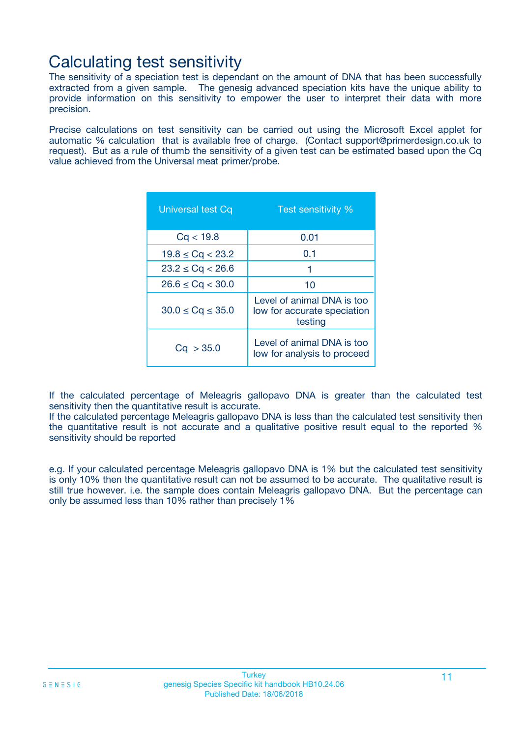# Calculating test sensitivity

The sensitivity of a speciation test is dependant on the amount of DNA that has been successfully extracted from a given sample. The genesig advanced speciation kits have the unique ability to provide information on this sensitivity to empower the user to interpret their data with more precision.

Precise calculations on test sensitivity can be carried out using the Microsoft Excel applet for automatic % calculation that is available free of charge. (Contact support@primerdesign.co.uk to request). But as a rule of thumb the sensitivity of a given test can be estimated based upon the Cq value achieved from the Universal meat primer/probe.

| Universal test Cq | Test sensitivity % |
|---|---|
| Cq < 19.8 | 0.01 |
| 19.8 ≤ Cq < 23.2 | 0.1 |
| 23.2 ≤ Cq < 26.6 | 1 |
| 26.6 ≤ Cq < 30.0 | 10 |
| 30.0 ≤ Cq ≤ 35.0 | Level of animal DNA is too low for accurate speciation testing |
| Cq > 35.0 | Level of animal DNA is too low for analysis to proceed |

If the calculated percentage of Meleagris gallopavo DNA is greater than the calculated test sensitivity then the quantitative result is accurate.
If the calculated percentage Meleagris gallopavo DNA is less than the calculated test sensitivity then the quantitative result is not accurate and a qualitative positive result equal to the reported % sensitivity should be reported

e.g. If your calculated percentage Meleagris gallopavo DNA is 1% but the calculated test sensitivity is only 10% then the quantitative result can not be assumed to be accurate. The qualitative result is still true however. i.e. the sample does contain Meleagris gallopavo DNA. But the percentage can only be assumed less than 10% rather than precisely 1%